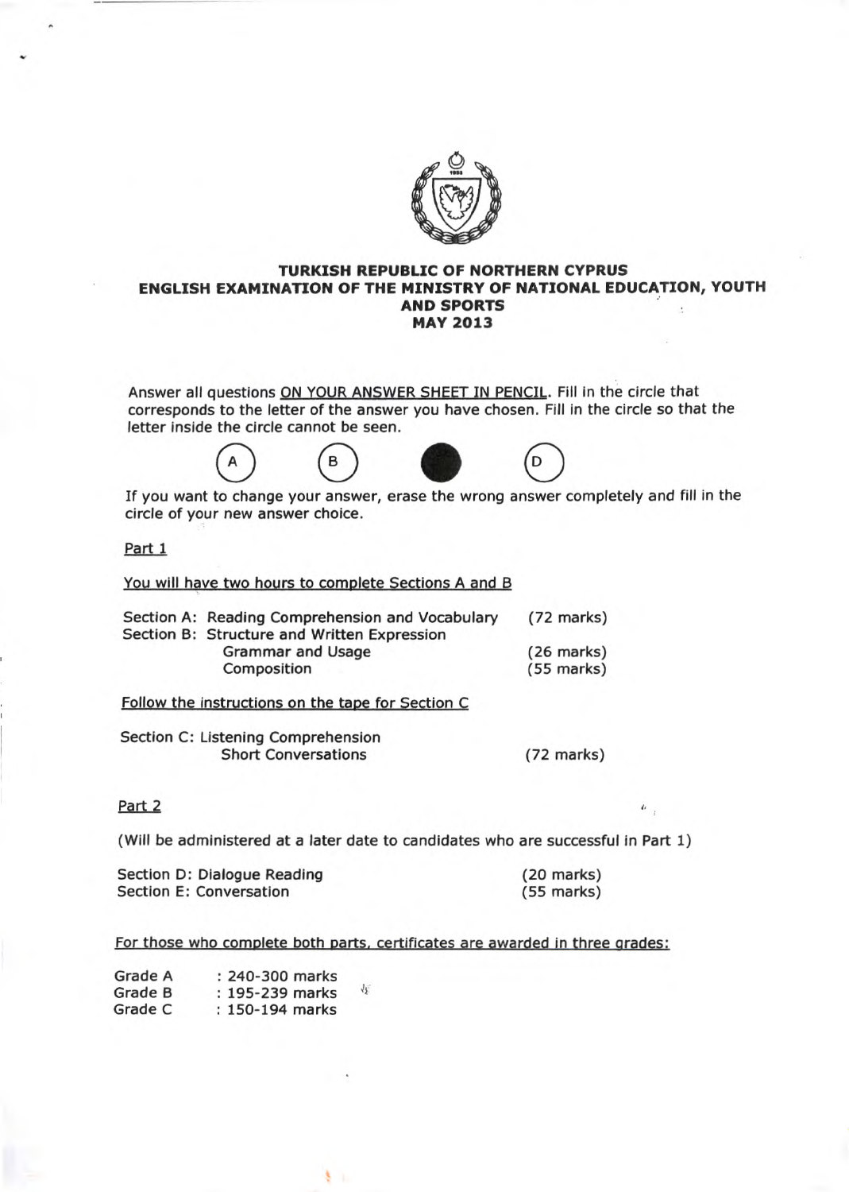**TURKISH REPUBLIC OF NORTHERN CYPRUS**
**ENGLISH EXAMINATION OF THE MINISTRY OF NATIONAL EDUCATION, YOUTH AND SPORTS**
**MAY 2013**

Answer all questions <u>ON YOUR ANSWER SHEET IN PENCIL</u>. Fill in the circle that corresponds to the letter of the answer you have chosen. Fill in the circle so that the letter inside the circle cannot be seen.

(A) (B) ● (D)

If you want to change your answer, erase the wrong answer completely and fill in the circle of your new answer choice.

<u>Part 1</u>

<u>You will have two hours to complete Sections A and B</u>

| | |
|---|---|
| Section A: Reading Comprehension and Vocabulary | (72 marks) |
| Section B: Structure and Written Expression | |
| Grammar and Usage | (26 marks) |
| Composition | (55 marks) |

<u>Follow the instructions on the tape for Section C</u>

| | |
|---|---|
| Section C: Listening Comprehension | |
| Short Conversations | (72 marks) |

<u>Part 2</u>

(Will be administered at a later date to candidates who are successful in Part 1)

| | |
|---|---|
| Section D: Dialogue Reading | (20 marks) |
| Section E: Conversation | (55 marks) |

<u>For those who complete both parts, certificates are awarded in three grades:</u>

| | |
|---|---|
| Grade A | : 240-300 marks |
| Grade B | : 195-239 marks |
| Grade C | : 150-194 marks |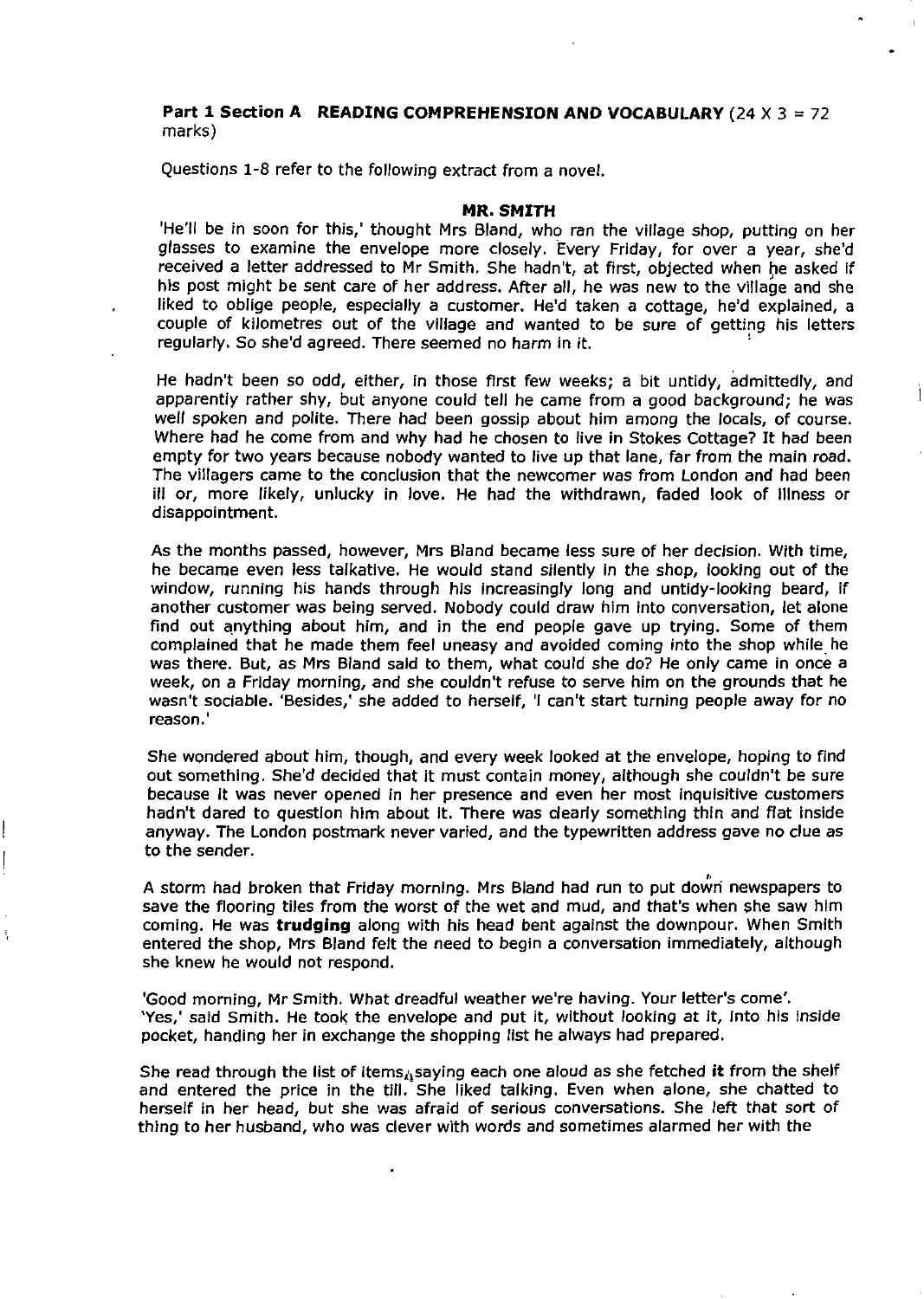**Part 1 Section A READING COMPREHENSION AND VOCABULARY** (24 X 3 = 72 marks)

Questions 1-8 refer to the following extract from a novel.

### MR. SMITH

'He'll be in soon for this,' thought Mrs Bland, who ran the village shop, putting on her glasses to examine the envelope more closely. Every Friday, for over a year, she'd received a letter addressed to Mr Smith. She hadn't, at first, objected when he asked if his post might be sent care of her address. After all, he was new to the village and she liked to oblige people, especially a customer. He'd taken a cottage, he'd explained, a couple of kilometres out of the village and wanted to be sure of getting his letters regularly. So she'd agreed. There seemed no harm in it.

He hadn't been so odd, either, in those first few weeks; a bit untidy, admittedly, and apparently rather shy, but anyone could tell he came from a good background; he was well spoken and polite. There had been gossip about him among the locals, of course. Where had he come from and why had he chosen to live in Stokes Cottage? It had been empty for two years because nobody wanted to live up that lane, far from the main road. The villagers came to the conclusion that the newcomer was from London and had been ill or, more likely, unlucky in love. He had the withdrawn, faded look of illness or disappointment.

As the months passed, however, Mrs Bland became less sure of her decision. With time, he became even less talkative. He would stand silently in the shop, looking out of the window, running his hands through his increasingly long and untidy-looking beard, if another customer was being served. Nobody could draw him into conversation, let alone find out anything about him, and in the end people gave up trying. Some of them complained that he made them feel uneasy and avoided coming into the shop while he was there. But, as Mrs Bland said to them, what could she do? He only came in once a week, on a Friday morning, and she couldn't refuse to serve him on the grounds that he wasn't sociable. 'Besides,' she added to herself, 'I can't start turning people away for no reason.'

She wondered about him, though, and every week looked at the envelope, hoping to find out something. She'd decided that it must contain money, although she couldn't be sure because it was never opened in her presence and even her most inquisitive customers hadn't dared to question him about it. There was clearly something thin and flat inside anyway. The London postmark never varied, and the typewritten address gave no clue as to the sender.

A storm had broken that Friday morning. Mrs Bland had run to put down newspapers to save the flooring tiles from the worst of the wet and mud, and that's when she saw him coming. He was **trudging** along with his head bent against the downpour. When Smith entered the shop, Mrs Bland felt the need to begin a conversation immediately, although she knew he would not respond.

'Good morning, Mr Smith. What dreadful weather we're having. Your letter's come'.
'Yes,' said Smith. He took the envelope and put it, without looking at it, into his inside pocket, handing her in exchange the shopping list he always had prepared.

She read through the list of items, saying each one aloud as she fetched **it** from the shelf and entered the price in the till. She liked talking. Even when alone, she chatted to herself in her head, but she was afraid of serious conversations. She left that sort of thing to her husband, who was clever with words and sometimes alarmed her with the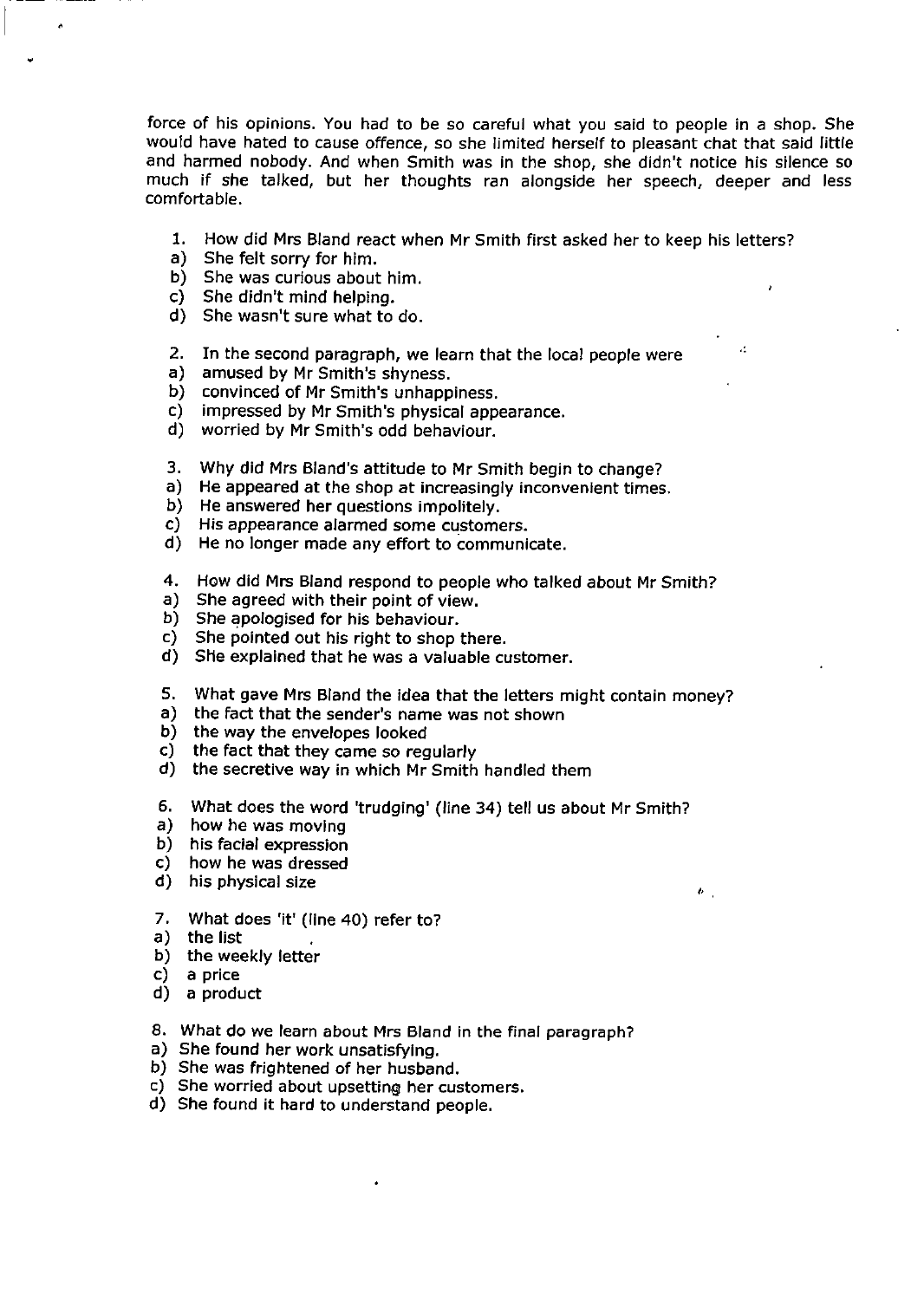force of his opinions. You had to be so careful what you said to people in a shop. She would have hated to cause offence, so she limited herself to pleasant chat that said little and harmed nobody. And when Smith was in the shop, she didn't notice his silence so much if she talked, but her thoughts ran alongside her speech, deeper and less comfortable.

1. How did Mrs Bland react when Mr Smith first asked her to keep his letters?
   a) She felt sorry for him.
   b) She was curious about him.
   c) She didn't mind helping.
   d) She wasn't sure what to do.

2. In the second paragraph, we learn that the local people were
   a) amused by Mr Smith's shyness.
   b) convinced of Mr Smith's unhappiness.
   c) impressed by Mr Smith's physical appearance.
   d) worried by Mr Smith's odd behaviour.

3. Why did Mrs Bland's attitude to Mr Smith begin to change?
   a) He appeared at the shop at increasingly inconvenient times.
   b) He answered her questions impolitely.
   c) His appearance alarmed some customers.
   d) He no longer made any effort to communicate.

4. How did Mrs Bland respond to people who talked about Mr Smith?
   a) She agreed with their point of view.
   b) She apologised for his behaviour.
   c) She pointed out his right to shop there.
   d) She explained that he was a valuable customer.

5. What gave Mrs Bland the idea that the letters might contain money?
   a) the fact that the sender's name was not shown
   b) the way the envelopes looked
   c) the fact that they came so regularly
   d) the secretive way in which Mr Smith handled them

6. What does the word 'trudging' (line 34) tell us about Mr Smith?
   a) how he was moving
   b) his facial expression
   c) how he was dressed
   d) his physical size

7. What does 'it' (line 40) refer to?
   a) the list
   b) the weekly letter
   c) a price
   d) a product

8. What do we learn about Mrs Bland in the final paragraph?
   a) She found her work unsatisfying.
   b) She was frightened of her husband.
   c) She worried about upsetting her customers.
   d) She found it hard to understand people.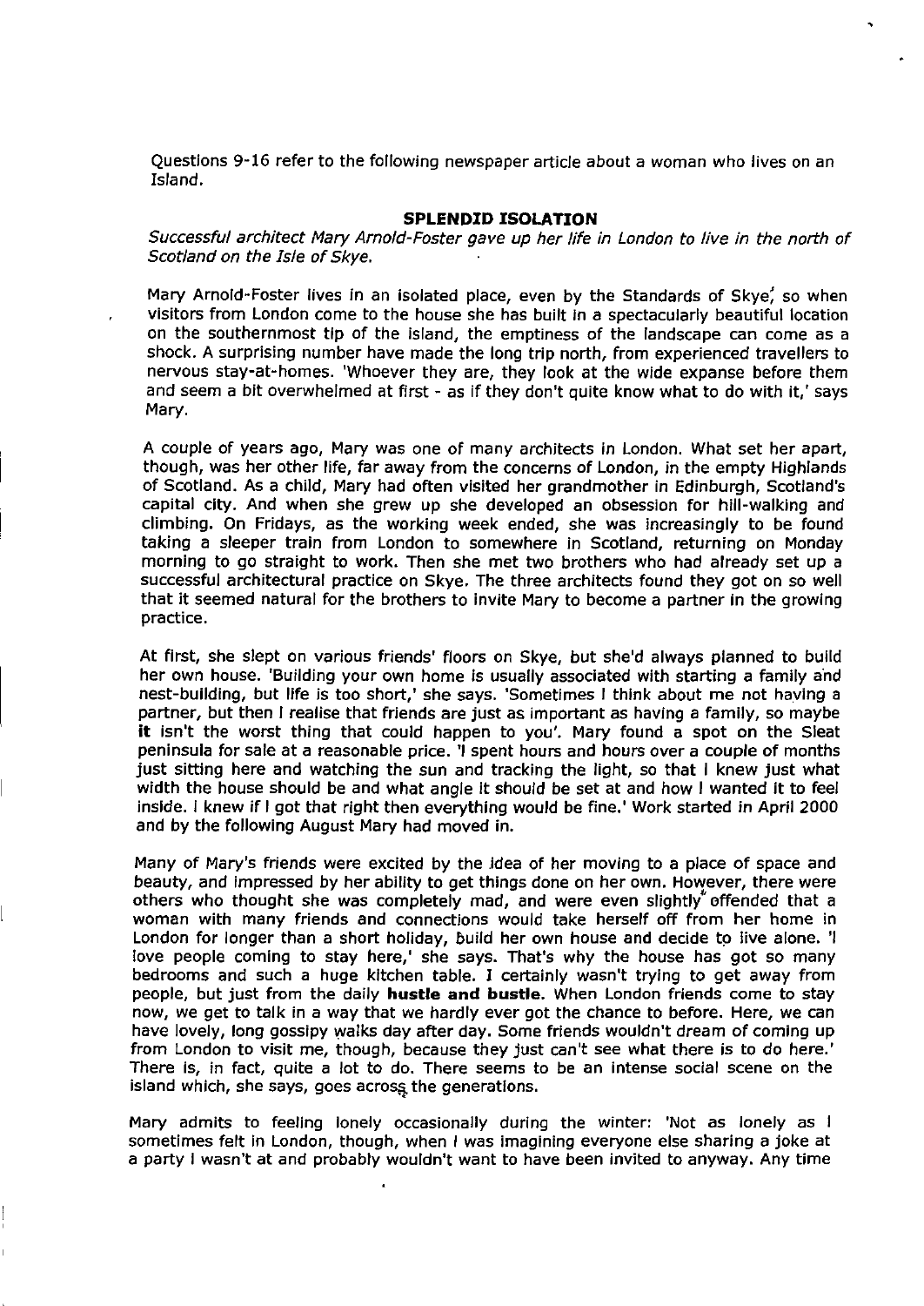Questions 9-16 refer to the following newspaper article about a woman who lives on an Island.

## SPLENDID ISOLATION

*Successful architect Mary Arnold-Foster gave up her life in London to live in the north of Scotland on the Isle of Skye.*

Mary Arnold-Foster lives in an isolated place, even by the Standards of Skye, so when visitors from London come to the house she has built in a spectacularly beautiful location on the southernmost tip of the island, the emptiness of the landscape can come as a shock. A surprising number have made the long trip north, from experienced travellers to nervous stay-at-homes. 'Whoever they are, they look at the wide expanse before them and seem a bit overwhelmed at first - as if they don't quite know what to do with it,' says Mary.

A couple of years ago, Mary was one of many architects in London. What set her apart, though, was her other life, far away from the concerns of London, in the empty Highlands of Scotland. As a child, Mary had often visited her grandmother in Edinburgh, Scotland's capital city. And when she grew up she developed an obsession for hill-walking and climbing. On Fridays, as the working week ended, she was increasingly to be found taking a sleeper train from London to somewhere in Scotland, returning on Monday morning to go straight to work. Then she met two brothers who had already set up a successful architectural practice on Skye. The three architects found they got on so well that it seemed natural for the brothers to invite Mary to become a partner in the growing practice.

At first, she slept on various friends' floors on Skye, but she'd always planned to build her own house. 'Building your own home is usually associated with starting a family and nest-building, but life is too short,' she says. 'Sometimes I think about me not having a partner, but then I realise that friends are just as important as having a family, so maybe **it** isn't the worst thing that could happen to you'. Mary found a spot on the Sleat peninsula for sale at a reasonable price. 'I spent hours and hours over a couple of months just sitting here and watching the sun and tracking the light, so that I knew just what width the house should be and what angle it should be set at and how I wanted it to feel inside. I knew if I got that right then everything would be fine.' Work started in April 2000 and by the following August Mary had moved in.

Many of Mary's friends were excited by the idea of her moving to a place of space and beauty, and impressed by her ability to get things done on her own. However, there were others who thought she was completely mad, and were even slightly offended that a woman with many friends and connections would take herself off from her home in London for longer than a short holiday, build her own house and decide to live alone. 'I love people coming to stay here,' she says. That's why the house has got so many bedrooms and such a huge kitchen table. I certainly wasn't trying to get away from people, but just from the daily **hustle and bustle**. When London friends come to stay now, we get to talk in a way that we hardly ever got the chance to before. Here, we can have lovely, long gossipy walks day after day. Some friends wouldn't dream of coming up from London to visit me, though, because they just can't see what there is to do here.' There is, in fact, quite a lot to do. There seems to be an intense social scene on the island which, she says, goes across the generations.

Mary admits to feeling lonely occasionally during the winter: 'Not as lonely as I sometimes felt in London, though, when I was imagining everyone else sharing a joke at a party I wasn't at and probably wouldn't want to have been invited to anyway. Any time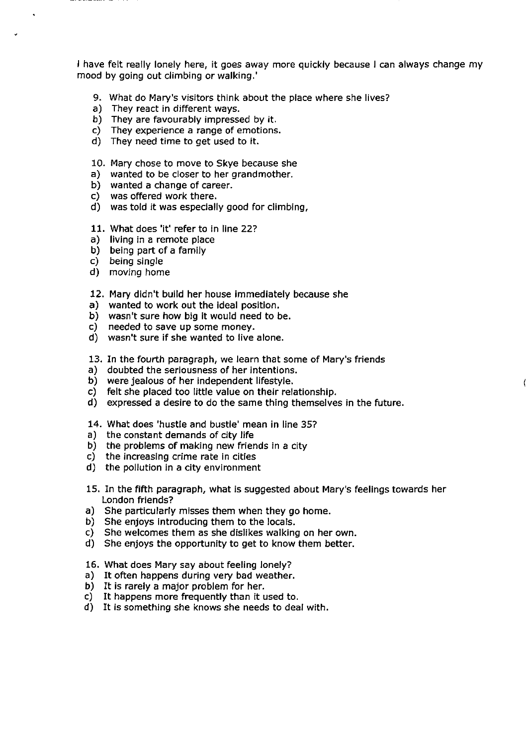I have felt really lonely here, it goes away more quickly because I can always change my mood by going out climbing or walking.'

9. What do Mary's visitors think about the place where she lives?
a) They react in different ways.
b) They are favourably impressed by it.
c) They experience a range of emotions.
d) They need time to get used to it.

10. Mary chose to move to Skye because she
a) wanted to be closer to her grandmother.
b) wanted a change of career.
c) was offered work there.
d) was told it was especially good for climbing,

11. What does 'it' refer to in line 22?
a) living in a remote place
b) being part of a family
c) being single
d) moving home

12. Mary didn't build her house immediately because she
a) wanted to work out the ideal position.
b) wasn't sure how big it would need to be.
c) needed to save up some money.
d) wasn't sure if she wanted to live alone.

13. In the fourth paragraph, we learn that some of Mary's friends
a) doubted the seriousness of her intentions.
b) were jealous of her independent lifestyle.
c) felt she placed too little value on their relationship.
d) expressed a desire to do the same thing themselves in the future.

14. What does 'hustle and bustle' mean in line 35?
a) the constant demands of city life
b) the problems of making new friends in a city
c) the increasing crime rate in cities
d) the pollution in a city environment

15. In the fifth paragraph, what is suggested about Mary's feelings towards her London friends?
a) She particularly misses them when they go home.
b) She enjoys introducing them to the locals.
c) She welcomes them as she dislikes walking on her own.
d) She enjoys the opportunity to get to know them better.

16. What does Mary say about feeling lonely?
a) It often happens during very bad weather.
b) It is rarely a major problem for her.
c) It happens more frequently than it used to.
d) It is something she knows she needs to deal with.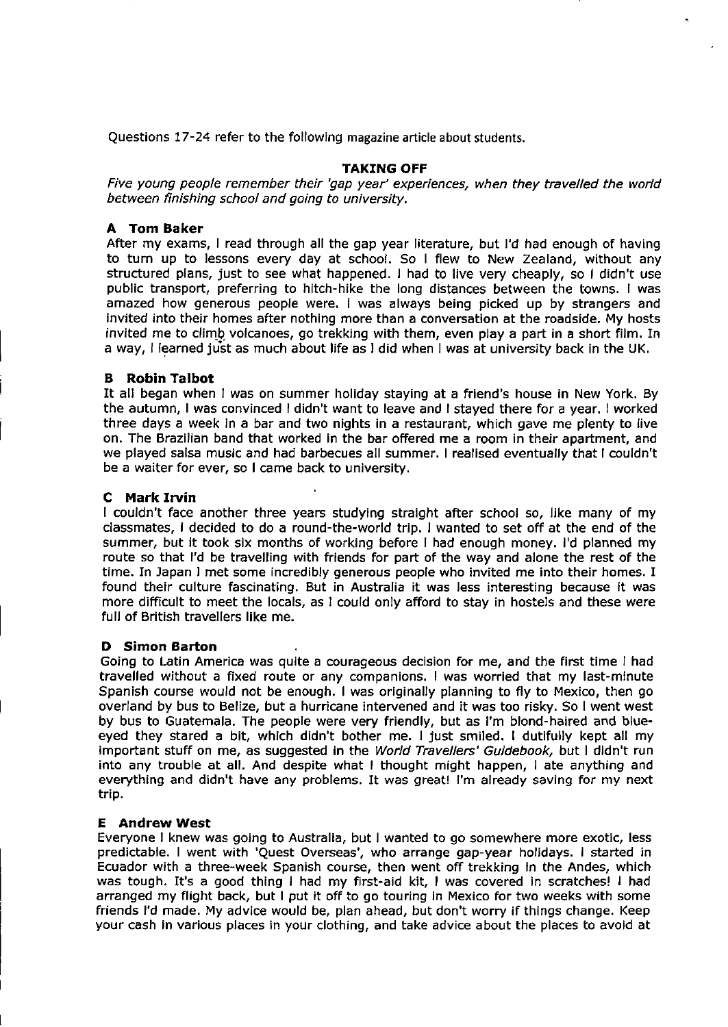Questions 17-24 refer to the following magazine article about students.

## TAKING OFF

*Five young people remember their 'gap year' experiences, when they travelled the world between finishing school and going to university.*

### A Tom Baker

After my exams, I read through all the gap year literature, but I'd had enough of having to turn up to lessons every day at school. So I flew to New Zealand, without any structured plans, just to see what happened. I had to live very cheaply, so I didn't use public transport, preferring to hitch-hike the long distances between the towns. I was amazed how generous people were. I was always being picked up by strangers and invited into their homes after nothing more than a conversation at the roadside. My hosts invited me to climb volcanoes, go trekking with them, even play a part in a short film. In a way, I learned just as much about life as I did when I was at university back in the UK.

### B Robin Talbot

It all began when I was on summer holiday staying at a friend's house in New York. By the autumn, I was convinced I didn't want to leave and I stayed there for a year. I worked three days a week in a bar and two nights in a restaurant, which gave me plenty to live on. The Brazilian band that worked in the bar offered me a room in their apartment, and we played salsa music and had barbecues all summer. I realised eventually that I couldn't be a waiter for ever, so I came back to university.

### C Mark Irvin

I couldn't face another three years studying straight after school so, like many of my classmates, I decided to do a round-the-world trip. I wanted to set off at the end of the summer, but it took six months of working before I had enough money. I'd planned my route so that I'd be travelling with friends for part of the way and alone the rest of the time. In Japan I met some incredibly generous people who invited me into their homes. I found their culture fascinating. But in Australia it was less interesting because it was more difficult to meet the locals, as I could only afford to stay in hostels and these were full of British travellers like me.

### D Simon Barton

Going to Latin America was quite a courageous decision for me, and the first time I had travelled without a fixed route or any companions. I was worried that my last-minute Spanish course would not be enough. I was originally planning to fly to Mexico, then go overland by bus to Belize, but a hurricane intervened and it was too risky. So I went west by bus to Guatemala. The people were very friendly, but as I'm blond-haired and blue-eyed they stared a bit, which didn't bother me. I just smiled. I dutifully kept all my important stuff on me, as suggested in the *World Travellers' Guidebook*, but I didn't run into any trouble at all. And despite what I thought might happen, I ate anything and everything and didn't have any problems. It was great! I'm already saving for my next trip.

### E Andrew West

Everyone I knew was going to Australia, but I wanted to go somewhere more exotic, less predictable. I went with 'Quest Overseas', who arrange gap-year holidays. I started in Ecuador with a three-week Spanish course, then went off trekking in the Andes, which was tough. It's a good thing I had my first-aid kit, I was covered in scratches! I had arranged my flight back, but I put it off to go touring in Mexico for two weeks with some friends I'd made. My advice would be, plan ahead, but don't worry if things change. Keep your cash in various places in your clothing, and take advice about the places to avoid at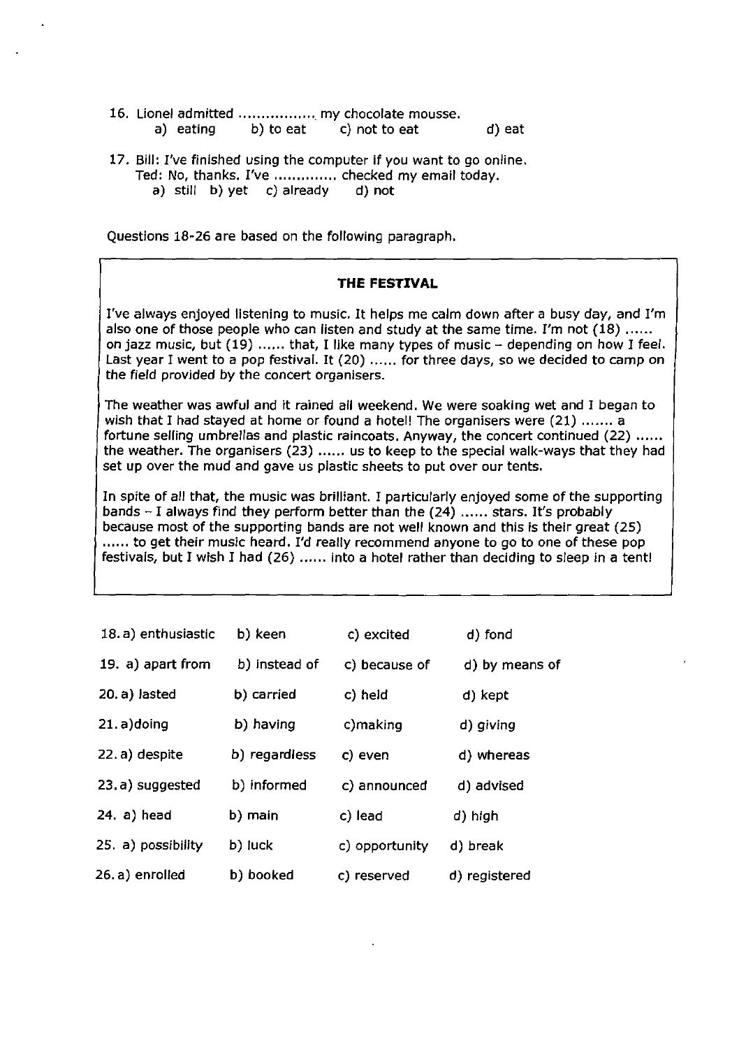16. Lionel admitted ................. my chocolate mousse.
    a) eating b) to eat c) not to eat d) eat

17. Bill: I've finished using the computer if you want to go online.
    Ted: No, thanks. I've ............. checked my email today.
    a) still b) yet c) already d) not

Questions 18-26 are based on the following paragraph.

**THE FESTIVAL**

I've always enjoyed listening to music. It helps me calm down after a busy day, and I'm also one of those people who can listen and study at the same time. I'm not (18) ...... on jazz music, but (19) ...... that, I like many types of music – depending on how I feel. Last year I went to a pop festival. It (20) ...... for three days, so we decided to camp on the field provided by the concert organisers.

The weather was awful and it rained all weekend. We were soaking wet and I began to wish that I had stayed at home or found a hotel! The organisers were (21) ....... a fortune selling umbrellas and plastic raincoats. Anyway, the concert continued (22) ...... the weather. The organisers (23) ...... us to keep to the special walk-ways that they had set up over the mud and gave us plastic sheets to put over our tents.

In spite of all that, the music was brilliant. I particularly enjoyed some of the supporting bands – I always find they perform better than the (24) ...... stars. It's probably because most of the supporting bands are not well known and this is their great (25) ...... to get their music heard. I'd really recommend anyone to go to one of these pop festivals, but I wish I had (26) ...... into a hotel rather than deciding to sleep in a tent!

| | | | |
|---|---|---|---|
| 18. a) enthusiastic | b) keen | c) excited | d) fond |
| 19. a) apart from | b) instead of | c) because of | d) by means of |
| 20. a) lasted | b) carried | c) held | d) kept |
| 21. a)doing | b) having | c)making | d) giving |
| 22. a) despite | b) regardless | c) even | d) whereas |
| 23. a) suggested | b) informed | c) announced | d) advised |
| 24. a) head | b) main | c) lead | d) high |
| 25. a) possibility | b) luck | c) opportunity | d) break |
| 26. a) enrolled | b) booked | c) reserved | d) registered |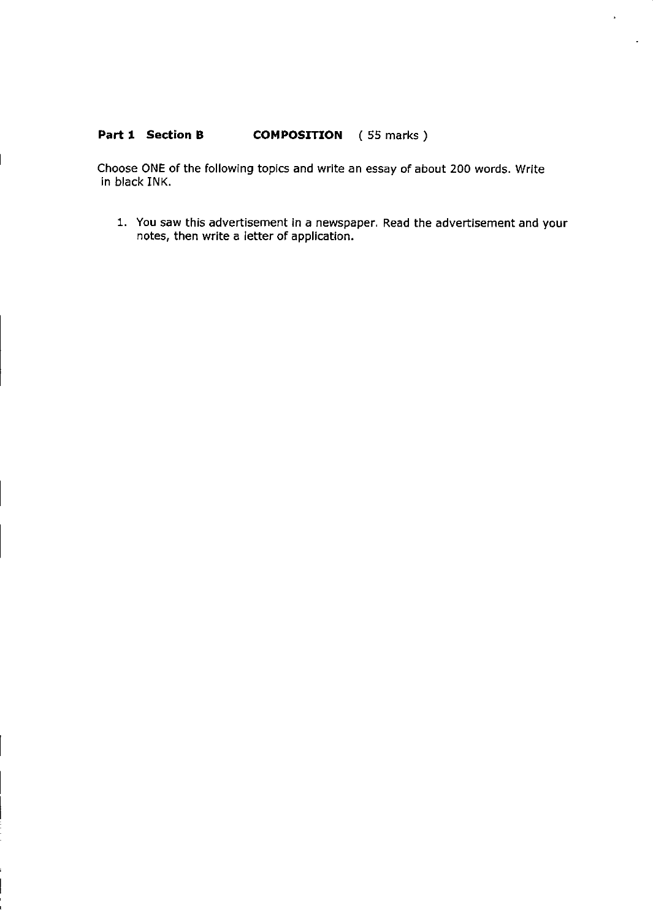**Part 1 Section B** **COMPOSITION** ( 55 marks )

Choose ONE of the following topics and write an essay of about 200 words. Write in black INK.

1. You saw this advertisement in a newspaper. Read the advertisement and your notes, then write a letter of application.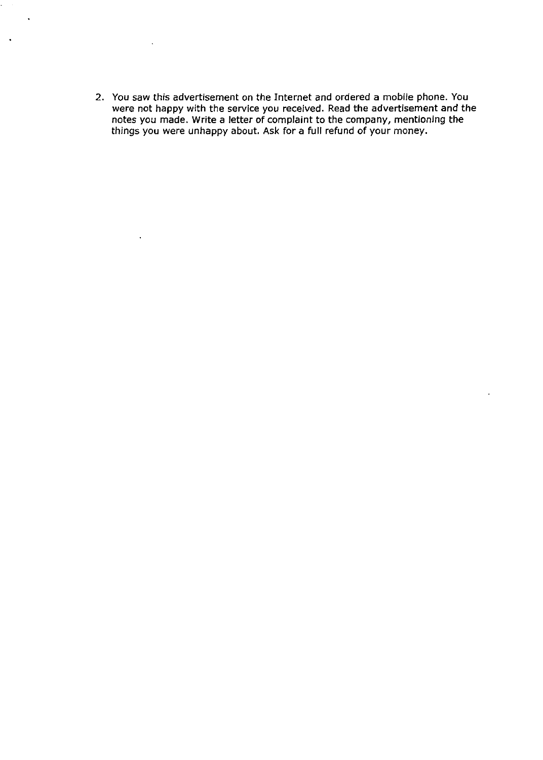2. You saw this advertisement on the Internet and ordered a mobile phone. You were not happy with the service you received. Read the advertisement and the notes you made. Write a letter of complaint to the company, mentioning the things you were unhappy about. Ask for a full refund of your money.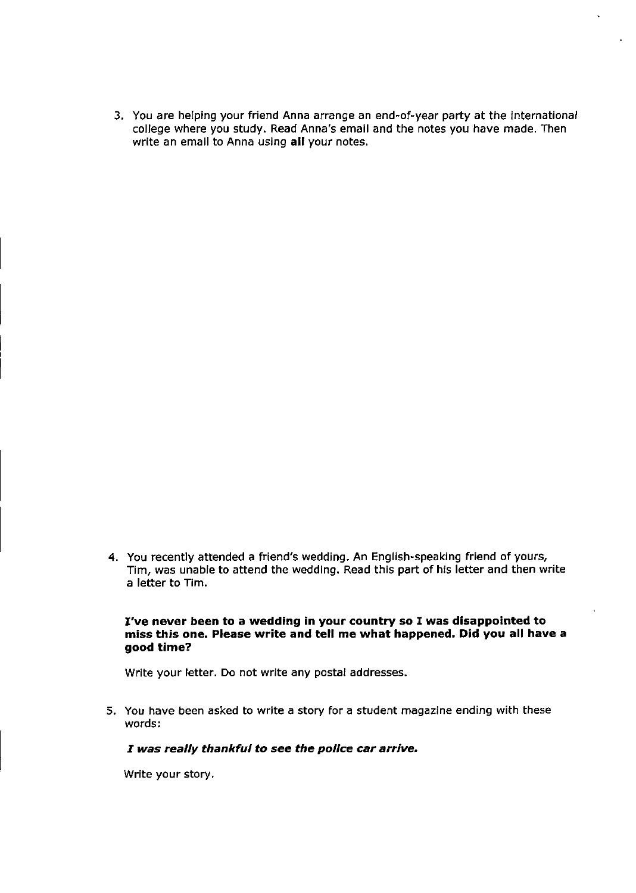3. You are helping your friend Anna arrange an end-of-year party at the international college where you study. Read Anna's email and the notes you have made. Then write an email to Anna using **all** your notes.

4. You recently attended a friend's wedding. An English-speaking friend of yours, Tim, was unable to attend the wedding. Read this part of his letter and then write a letter to Tim.

   **I've never been to a wedding in your country so I was disappointed to miss this one. Please write and tell me what happened. Did you all have a good time?**

   Write your letter. Do not write any postal addresses.

5. You have been asked to write a story for a student magazine ending with these words:

   ***I was really thankful to see the police car arrive.***

   Write your story.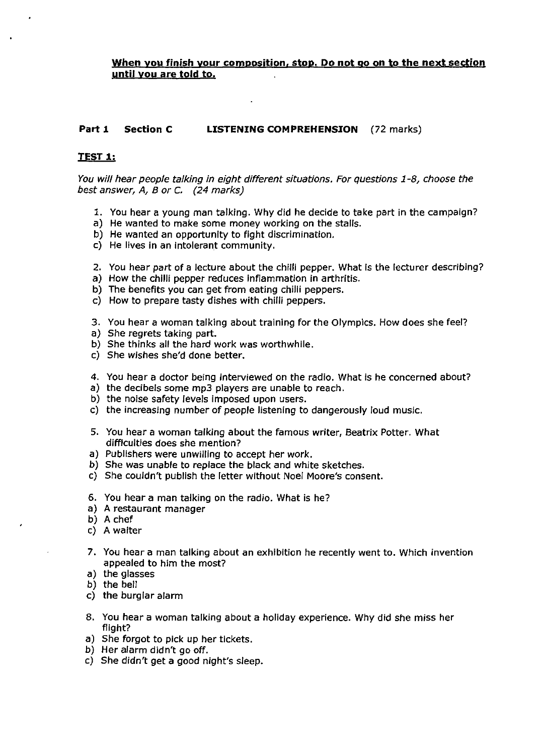**When you finish your composition, stop. Do not go on to the next section until you are told to.**

**Part 1 Section C LISTENING COMPREHENSION** (72 marks)

**TEST 1:**

*You will hear people talking in eight different situations. For questions 1-8, choose the best answer, A, B or C. (24 marks)*

1. You hear a young man talking. Why did he decide to take part in the campaign?
   a) He wanted to make some money working on the stalls.
   b) He wanted an opportunity to fight discrimination.
   c) He lives in an intolerant community.

2. You hear part of a lecture about the chilli pepper. What is the lecturer describing?
   a) How the chilli pepper reduces inflammation in arthritis.
   b) The benefits you can get from eating chilli peppers.
   c) How to prepare tasty dishes with chilli peppers.

3. You hear a woman talking about training for the Olympics. How does she feel?
   a) She regrets taking part.
   b) She thinks all the hard work was worthwhile.
   c) She wishes she'd done better.

4. You hear a doctor being interviewed on the radio. What is he concerned about?
   a) the decibels some mp3 players are unable to reach.
   b) the noise safety levels imposed upon users.
   c) the increasing number of people listening to dangerously loud music.

5. You hear a woman talking about the famous writer, Beatrix Potter. What difficulties does she mention?
   a) Publishers were unwilling to accept her work.
   b) She was unable to replace the black and white sketches.
   c) She couldn't publish the letter without Noel Moore's consent.

6. You hear a man talking on the radio. What is he?
   a) A restaurant manager
   b) A chef
   c) A waiter

7. You hear a man talking about an exhibition he recently went to. Which invention appealed to him the most?
   a) the glasses
   b) the bell
   c) the burglar alarm

8. You hear a woman talking about a holiday experience. Why did she miss her flight?
   a) She forgot to pick up her tickets.
   b) Her alarm didn't go off.
   c) She didn't get a good night's sleep.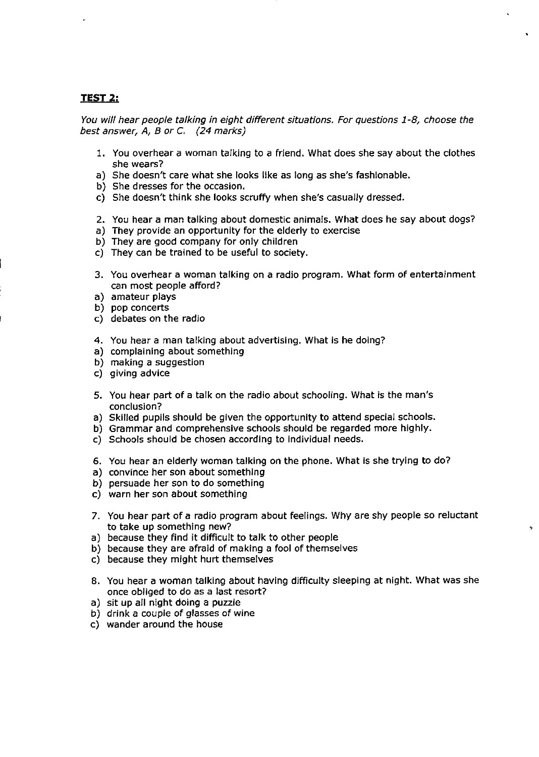**TEST 2:**

*You will hear people talking in eight different situations. For questions 1-8, choose the best answer, A, B or C. (24 marks)*

1. You overhear a woman talking to a friend. What does she say about the clothes she wears?

a) She doesn't care what she looks like as long as she's fashionable.
b) She dresses for the occasion.
c) She doesn't think she looks scruffy when she's casually dressed.

2. You hear a man talking about domestic animals. What does he say about dogs?

a) They provide an opportunity for the elderly to exercise
b) They are good company for only children
c) They can be trained to be useful to society.

3. You overhear a woman talking on a radio program. What form of entertainment can most people afford?

a) amateur plays
b) pop concerts
c) debates on the radio

4. You hear a man talking about advertising. What is he doing?

a) complaining about something
b) making a suggestion
c) giving advice

5. You hear part of a talk on the radio about schooling. What is the man's conclusion?

a) Skilled pupils should be given the opportunity to attend special schools.
b) Grammar and comprehensive schools should be regarded more highly.
c) Schools should be chosen according to individual needs.

6. You hear an elderly woman talking on the phone. What is she trying to do?

a) convince her son about something
b) persuade her son to do something
c) warn her son about something

7. You hear part of a radio program about feelings. Why are shy people so reluctant to take up something new?

a) because they find it difficult to talk to other people
b) because they are afraid of making a fool of themselves
c) because they might hurt themselves

8. You hear a woman talking about having difficulty sleeping at night. What was she once obliged to do as a last resort?

a) sit up all night doing a puzzle
b) drink a couple of glasses of wine
c) wander around the house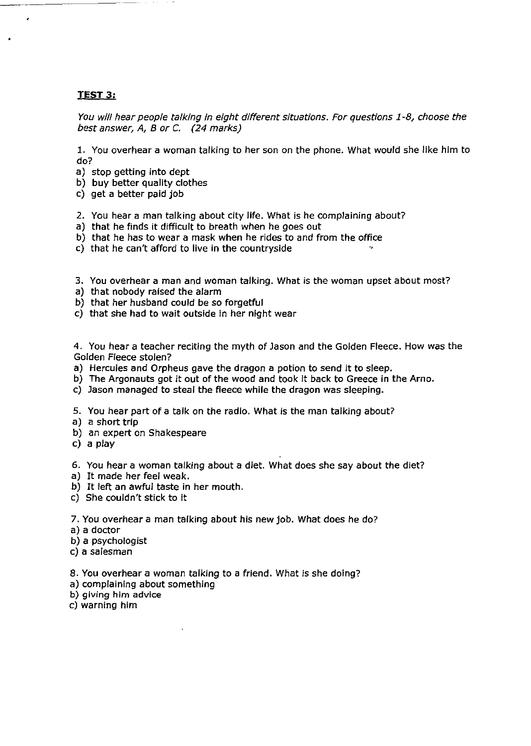## TEST 3:

*You will hear people talking in eight different situations. For questions 1-8, choose the best answer, A, B or C. (24 marks)*

1. You overhear a woman talking to her son on the phone. What would she like him to do?
   a) stop getting into dept
   b) buy better quality clothes
   c) get a better paid job

2. You hear a man talking about city life. What is he complaining about?
   a) that he finds it difficult to breath when he goes out
   b) that he has to wear a mask when he rides to and from the office
   c) that he can't afford to live in the countryside

3. You overhear a man and woman talking. What is the woman upset about most?
   a) that nobody raised the alarm
   b) that her husband could be so forgetful
   c) that she had to wait outside in her night wear

4. You hear a teacher reciting the myth of Jason and the Golden Fleece. How was the Golden Fleece stolen?
   a) Hercules and Orpheus gave the dragon a potion to send it to sleep.
   b) The Argonauts got it out of the wood and took it back to Greece in the Arno.
   c) Jason managed to steal the fleece while the dragon was sleeping.

5. You hear part of a talk on the radio. What is the man talking about?
   a) a short trip
   b) an expert on Shakespeare
   c) a play

6. You hear a woman talking about a diet. What does she say about the diet?
   a) It made her feel weak.
   b) It left an awful taste in her mouth.
   c) She couldn't stick to it

7. You overhear a man talking about his new job. What does he do?
   a) a doctor
   b) a psychologist
   c) a salesman

8. You overhear a woman talking to a friend. What is she doing?
   a) complaining about something
   b) giving him advice
   c) warning him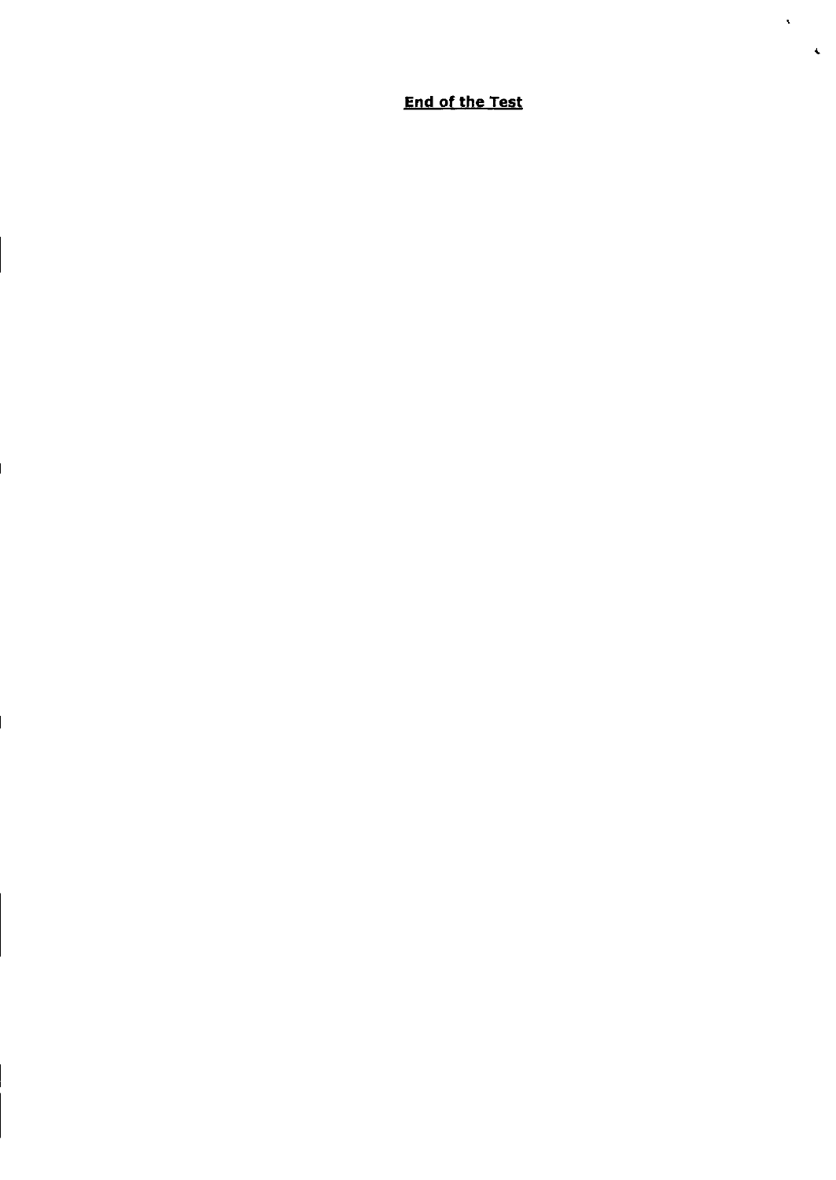**End of the Test**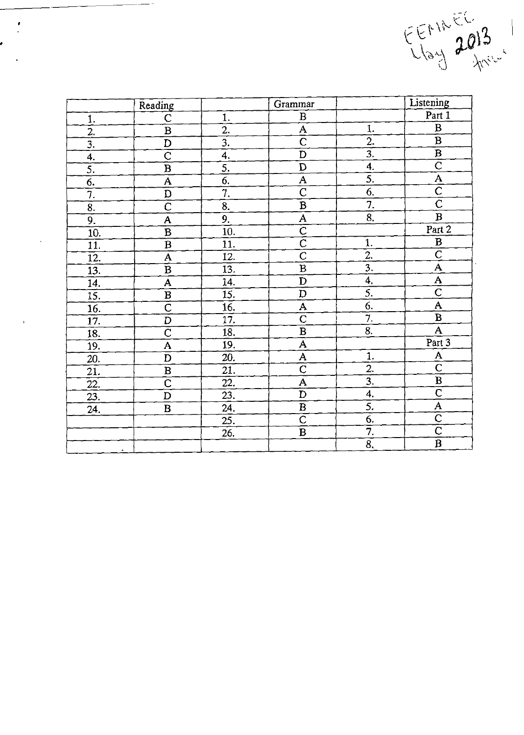FEMAEC May 2013 fmal

|  | Reading |  | Grammar |  | Listening |
|---|---|---|---|---|---|
| 1. | C | 1. | B |  | Part 1 |
| 2. | B | 2. | A | 1. | B |
| 3. | D | 3. | C | 2. | B |
| 4. | C | 4. | D | 3. | B |
| 5. | B | 5. | D | 4. | C |
| 6. | A | 6. | A | 5. | A |
| 7. | D | 7. | C | 6. | C |
| 8. | C | 8. | B | 7. | C |
| 9. | A | 9. | A | 8. | B |
| 10. | B | 10. | C |  | Part 2 |
| 11. | B | 11. | C | 1. | B |
| 12. | A | 12. | C | 2. | C |
| 13. | B | 13. | B | 3. | A |
| 14. | A | 14. | D | 4. | A |
| 15. | B | 15. | D | 5. | C |
| 16. | C | 16. | A | 6. | A |
| 17. | D | 17. | C | 7. | B |
| 18. | C | 18. | B | 8. | A |
| 19. | A | 19. | A |  | Part 3 |
| 20. | D | 20. | A | 1. | A |
| 21. | B | 21. | C | 2. | C |
| 22. | C | 22. | A | 3. | B |
| 23. | D | 23. | D | 4. | C |
| 24. | B | 24. | B | 5. | A |
|  |  | 25. | C | 6. | C |
|  |  | 26. | B | 7. | C |
|  |  |  |  | 8. | B |